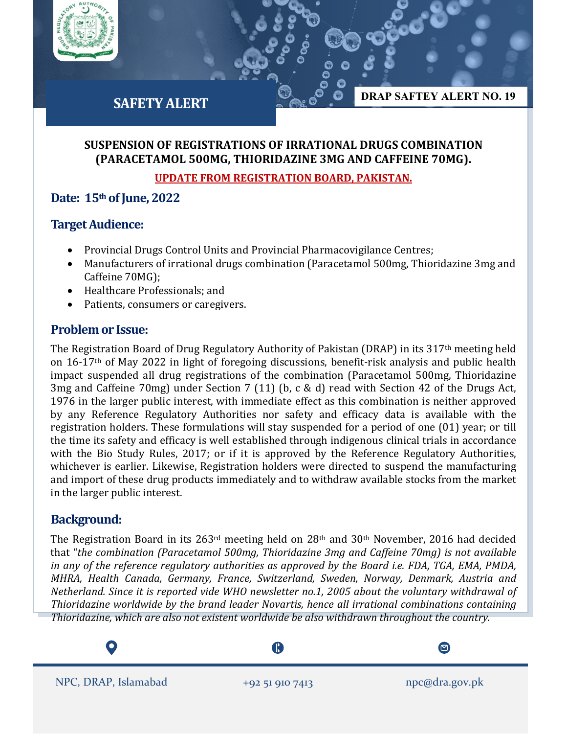**SAFETY ALERT**

**DRAP SAFTEY ALERT NO. 19**

## SUSPENSION OF REGISTRATIONS OF IRRATIONAL DRUGS COMBINATION (PARACETAMOL 500MG, THIORIDAZINE 3MG AND CAFFEINE 70MG).

**UPDATE FROM REGISTRATION BOARD, PAKISTAN.**

### Date: 15th of June, 2022

### Target Audience:

- Provincial Drugs Control Units and Provincial Pharmacovigilance Centres;
- Manufacturers of irrational drugs combination (Paracetamol 500mg, Thioridazine 3mg and Caffeine 70MG);
- Healthcare Professionals; and
- Patients, consumers or caregivers.

### Problem or Issue:

The Registration Board of Drug Regulatory Authority of Pakistan (DRAP) in its 317th meeting held on 16-17th of May 2022 in light of foregoing discussions, benefit-risk analysis and public health impact suspended all drug registrations of the combination (Paracetamol 500mg, Thioridazine 3mg and Caffeine 70mg) under Section 7 (11) (b, c & d) read with Section 42 of the Drugs Act, 1976 in the larger public interest, with immediate effect as this combination is neither approved by any Reference Regulatory Authorities nor safety and efficacy data is available with the registration holders. These formulations will stay suspended for a period of one (01) year; or till the time its safety and efficacy is well established through indigenous clinical trials in accordance with the Bio Study Rules, 2017; or if it is approved by the Reference Regulatory Authorities, whichever is earlier. Likewise, Registration holders were directed to suspend the manufacturing and import of these drug products immediately and to withdraw available stocks from the market in the larger public interest.

### Background:

The Registration Board in its 263rd meeting held on 28th and 30th November, 2016 had decided that "*the combination (Paracetamol 500mg, Thioridazine 3mg and Caffeine 70mg) is not available in any of the reference regulatory authorities as approved by the Board i.e. FDA, TGA, EMA, PMDA, MHRA, Health Canada, Germany, France, Switzerland, Sweden, Norway, Denmark, Austria and Netherland. Since it is reported vide WHO newsletter no.1, 2005 about the voluntary withdrawal of Thioridazine worldwide by the brand leader Novartis, hence all irrational combinations containing Thioridazine, which are also not existent worldwide be also withdrawn throughout the country.*

NPC, DRAP, Islamabad | +92 51 910 7413 | npc@dra.gov.pk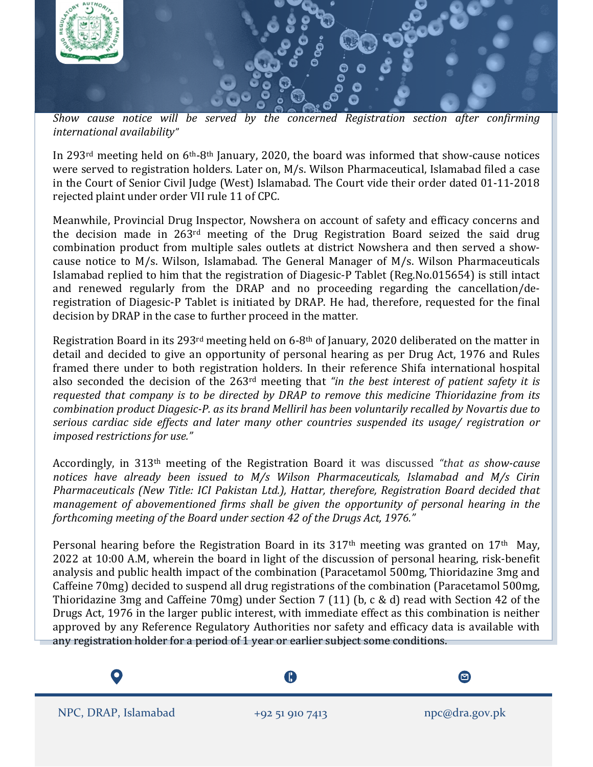*Show cause notice will be served by the concerned Registration section after confirming international availability"*

In 293rd meeting held on 6th-8th January, 2020, the board was informed that show-cause notices were served to registration holders. Later on, M/s. Wilson Pharmaceutical, Islamabad filed a case in the Court of Senior Civil Judge (West) Islamabad. The Court vide their order dated 01-11-2018 rejected plaint under order VII rule 11 of CPC.

Meanwhile, Provincial Drug Inspector, Nowshera on account of safety and efficacy concerns and the decision made in 263rd meeting of the Drug Registration Board seized the said drug combination product from multiple sales outlets at district Nowshera and then served a show-cause notice to M/s. Wilson, Islamabad. The General Manager of M/s. Wilson Pharmaceuticals Islamabad replied to him that the registration of Diagesic-P Tablet (Reg.No.015654) is still intact and renewed regularly from the DRAP and no proceeding regarding the cancellation/de-registration of Diagesic-P Tablet is initiated by DRAP. He had, therefore, requested for the final decision by DRAP in the case to further proceed in the matter.

Registration Board in its 293rd meeting held on 6-8th of January, 2020 deliberated on the matter in detail and decided to give an opportunity of personal hearing as per Drug Act, 1976 and Rules framed there under to both registration holders. In their reference Shifa international hospital also seconded the decision of the 263rd meeting that *"in the best interest of patient safety it is requested that company is to be directed by DRAP to remove this medicine Thioridazine from its combination product Diagesic-P. as its brand Melliril has been voluntarily recalled by Novartis due to serious cardiac side effects and later many other countries suspended its usage/ registration or imposed restrictions for use."*

Accordingly, in 313th meeting of the Registration Board it was discussed *"that as show-cause notices have already been issued to M/s Wilson Pharmaceuticals, Islamabad and M/s Cirin Pharmaceuticals (New Title: ICI Pakistan Ltd.), Hattar, therefore, Registration Board decided that management of abovementioned firms shall be given the opportunity of personal hearing in the forthcoming meeting of the Board under section 42 of the Drugs Act, 1976."*

Personal hearing before the Registration Board in its 317th meeting was granted on 17th May, 2022 at 10:00 A.M, wherein the board in light of the discussion of personal hearing, risk-benefit analysis and public health impact of the combination (Paracetamol 500mg, Thioridazine 3mg and Caffeine 70mg) decided to suspend all drug registrations of the combination (Paracetamol 500mg, Thioridazine 3mg and Caffeine 70mg) under Section 7 (11) (b, c & d) read with Section 42 of the Drugs Act, 1976 in the larger public interest, with immediate effect as this combination is neither approved by any Reference Regulatory Authorities nor safety and efficacy data is available with any registration holder for a period of 1 year or earlier subject some conditions.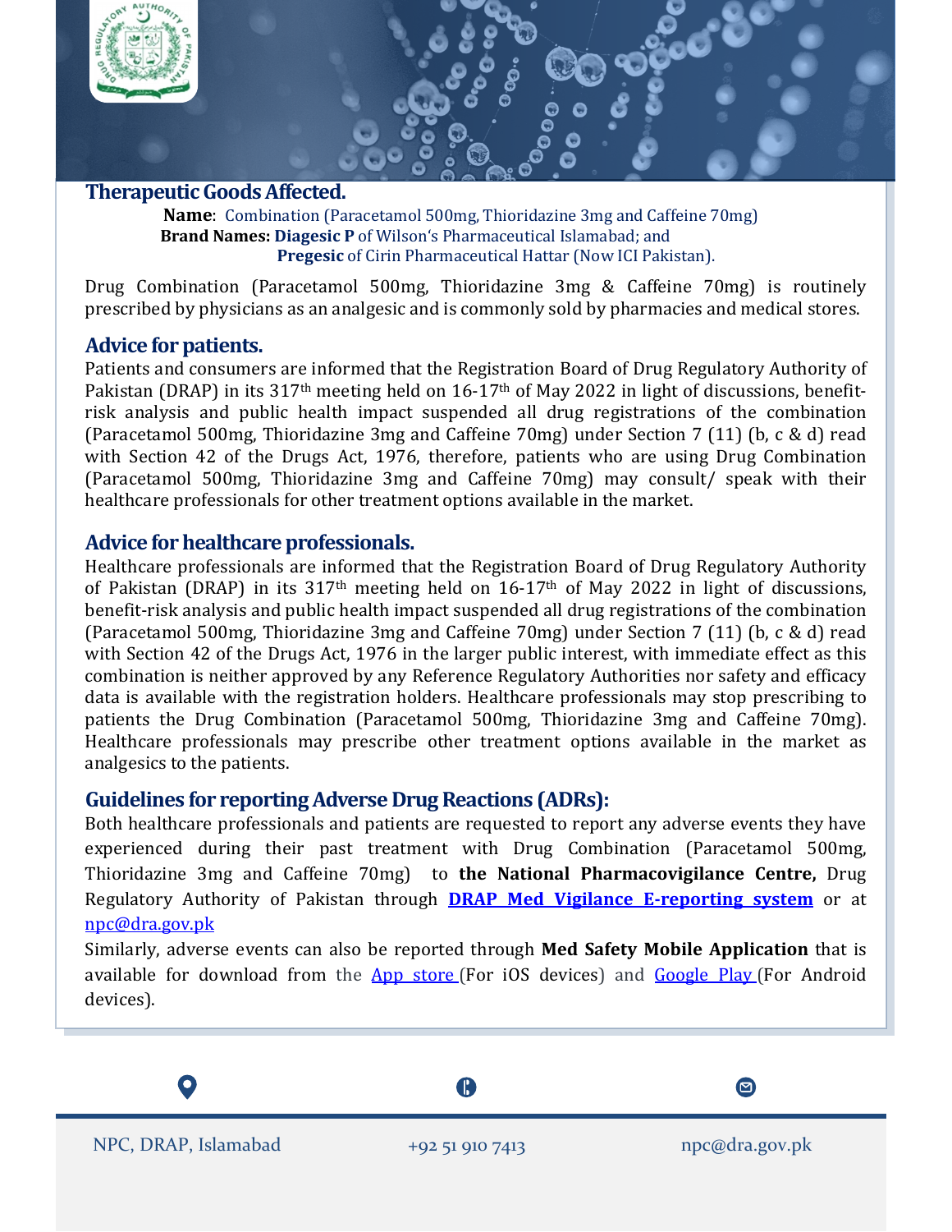## Therapeutic Goods Affected.

**Name**: Combination (Paracetamol 500mg, Thioridazine 3mg and Caffeine 70mg)
**Brand Names: Diagesic P** of Wilson's Pharmaceutical Islamabad; and
**Pregesic** of Cirin Pharmaceutical Hattar (Now ICI Pakistan).

Drug Combination (Paracetamol 500mg, Thioridazine 3mg & Caffeine 70mg) is routinely prescribed by physicians as an analgesic and is commonly sold by pharmacies and medical stores.

## Advice for patients.

Patients and consumers are informed that the Registration Board of Drug Regulatory Authority of Pakistan (DRAP) in its 317th meeting held on 16-17th of May 2022 in light of discussions, benefit-risk analysis and public health impact suspended all drug registrations of the combination (Paracetamol 500mg, Thioridazine 3mg and Caffeine 70mg) under Section 7 (11) (b, c & d) read with Section 42 of the Drugs Act, 1976, therefore, patients who are using Drug Combination (Paracetamol 500mg, Thioridazine 3mg and Caffeine 70mg) may consult/ speak with their healthcare professionals for other treatment options available in the market.

## Advice for healthcare professionals.

Healthcare professionals are informed that the Registration Board of Drug Regulatory Authority of Pakistan (DRAP) in its 317th meeting held on 16-17th of May 2022 in light of discussions, benefit-risk analysis and public health impact suspended all drug registrations of the combination (Paracetamol 500mg, Thioridazine 3mg and Caffeine 70mg) under Section 7 (11) (b, c & d) read with Section 42 of the Drugs Act, 1976 in the larger public interest, with immediate effect as this combination is neither approved by any Reference Regulatory Authorities nor safety and efficacy data is available with the registration holders. Healthcare professionals may stop prescribing to patients the Drug Combination (Paracetamol 500mg, Thioridazine 3mg and Caffeine 70mg). Healthcare professionals may prescribe other treatment options available in the market as analgesics to the patients.

## Guidelines for reporting Adverse Drug Reactions (ADRs):

Both healthcare professionals and patients are requested to report any adverse events they have experienced during their past treatment with Drug Combination (Paracetamol 500mg, Thioridazine 3mg and Caffeine 70mg) to **the National Pharmacovigilance Centre,** Drug Regulatory Authority of Pakistan through **DRAP Med Vigilance E-reporting system** or at npc@dra.gov.pk

Similarly, adverse events can also be reported through **Med Safety Mobile Application** that is available for download from the App store (For iOS devices) and Google Play (For Android devices).

NPC, DRAP, Islamabad | +92 51 910 7413 | npc@dra.gov.pk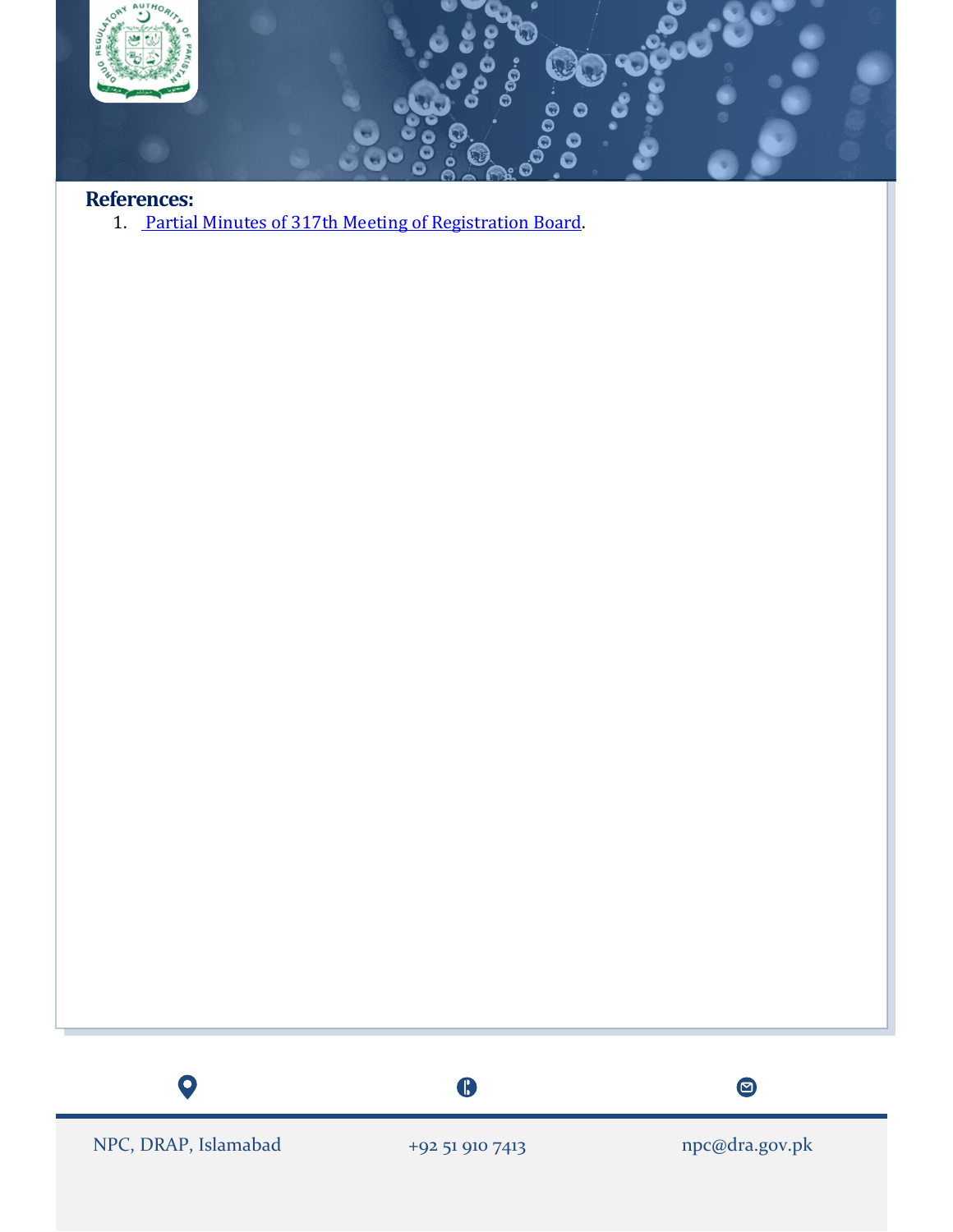**References:**

1. Partial Minutes of 317th Meeting of Registration Board.